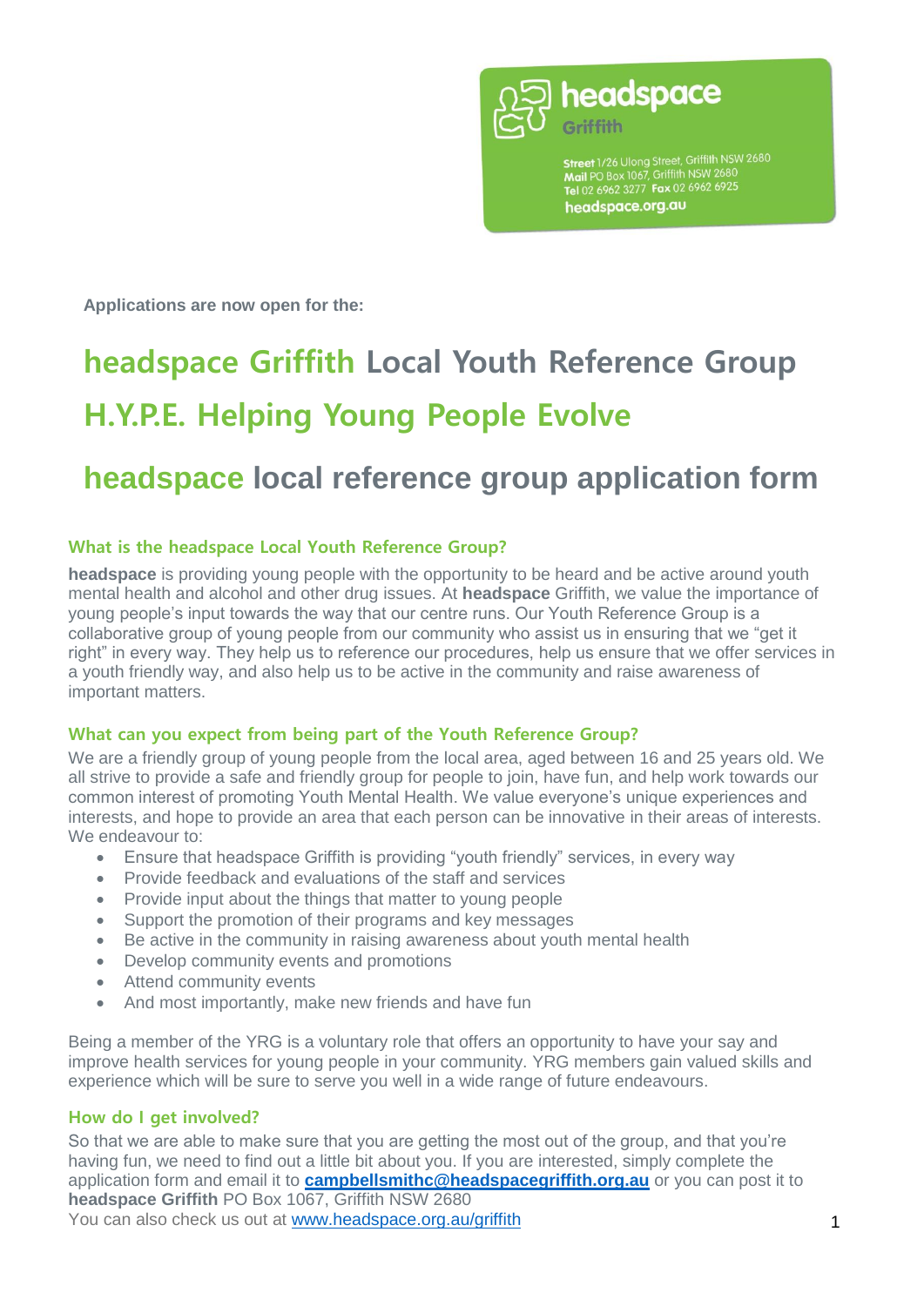headspace Griffith

Street 1/26 Ulong Street, Griffith NSW 2680
Mail PO Box 1067, Griffith NSW 2680
Tel 02 6962 3277 Fax 02 6962 6925
headspace.org.au

**Applications are now open for the:**

# headspace Griffith Local Youth Reference Group

# H.Y.P.E. Helping Young People Evolve

# headspace local reference group application form

### What is the headspace Local Youth Reference Group?

**headspace** is providing young people with the opportunity to be heard and be active around youth mental health and alcohol and other drug issues. At **headspace** Griffith, we value the importance of young people's input towards the way that our centre runs. Our Youth Reference Group is a collaborative group of young people from our community who assist us in ensuring that we "get it right" in every way. They help us to reference our procedures, help us ensure that we offer services in a youth friendly way, and also help us to be active in the community and raise awareness of important matters.

### What can you expect from being part of the Youth Reference Group?

We are a friendly group of young people from the local area, aged between 16 and 25 years old. We all strive to provide a safe and friendly group for people to join, have fun, and help work towards our common interest of promoting Youth Mental Health. We value everyone's unique experiences and interests, and hope to provide an area that each person can be innovative in their areas of interests. We endeavour to:

- Ensure that headspace Griffith is providing "youth friendly" services, in every way
- Provide feedback and evaluations of the staff and services
- Provide input about the things that matter to young people
- Support the promotion of their programs and key messages
- Be active in the community in raising awareness about youth mental health
- Develop community events and promotions
- Attend community events
- And most importantly, make new friends and have fun

Being a member of the YRG is a voluntary role that offers an opportunity to have your say and improve health services for young people in your community. YRG members gain valued skills and experience which will be sure to serve you well in a wide range of future endeavours.

### How do I get involved?

So that we are able to make sure that you are getting the most out of the group, and that you're having fun, we need to find out a little bit about you. If you are interested, simply complete the application form and email it to **campbellsmithc@headspacegriffith.org.au** or you can post it to **headspace Griffith** PO Box 1067, Griffith NSW 2680
You can also check us out at www.headspace.org.au/griffith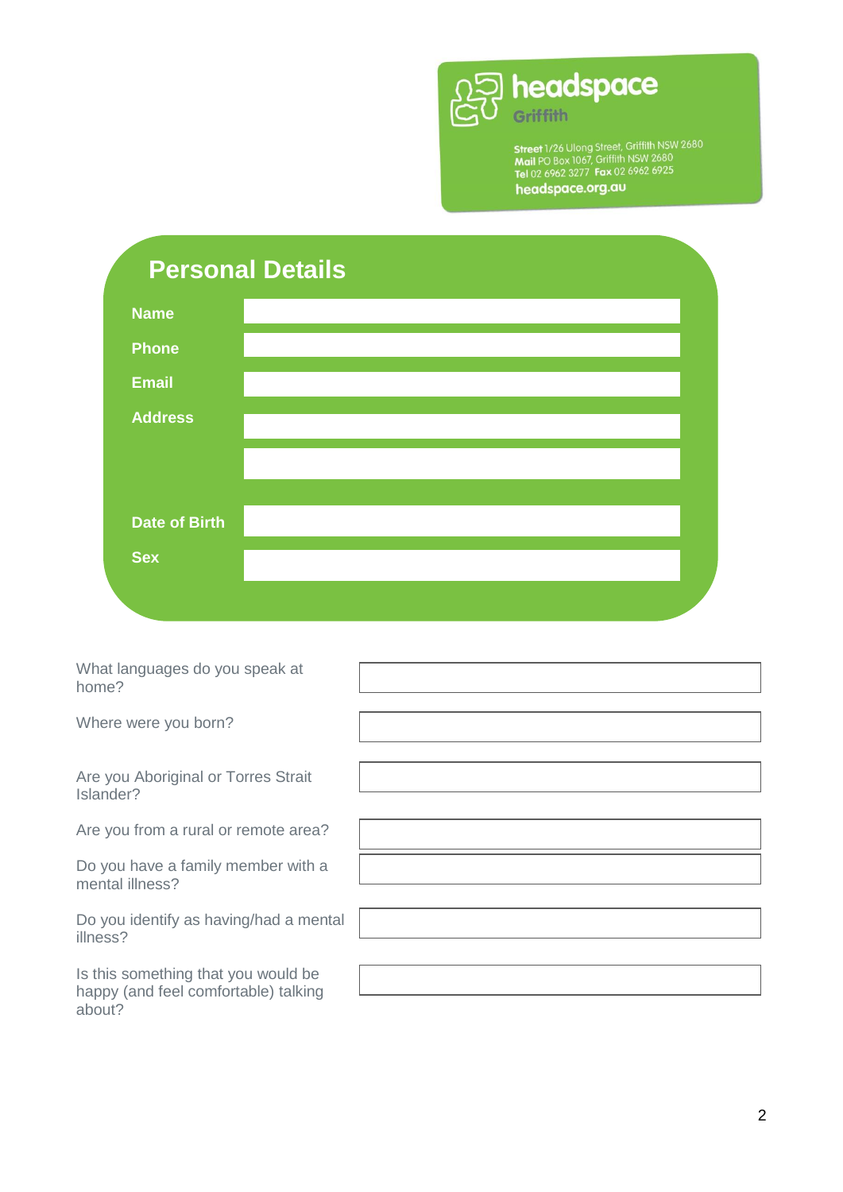headspace
Griffith

**Street** 1/26 Ulong Street, Griffith NSW 2680
**Mail** PO Box 1067, Griffith NSW 2680
**Tel** 02 6962 3277 **Fax** 02 6962 6925
**headspace.org.au**

## Personal Details

| | |
|---|---|
| **Name** | |
| **Phone** | |
| **Email** | |
| **Address** | |
| | |
| **Date of Birth** | |
| **Sex** | |

| | |
|---|---|
| What languages do you speak at home? | |
| Where were you born? | |
| Are you Aboriginal or Torres Strait Islander? | |
| Are you from a rural or remote area? | |
| Do you have a family member with a mental illness? | |
| Do you identify as having/had a mental illness? | |
| Is this something that you would be happy (and feel comfortable) talking about? | |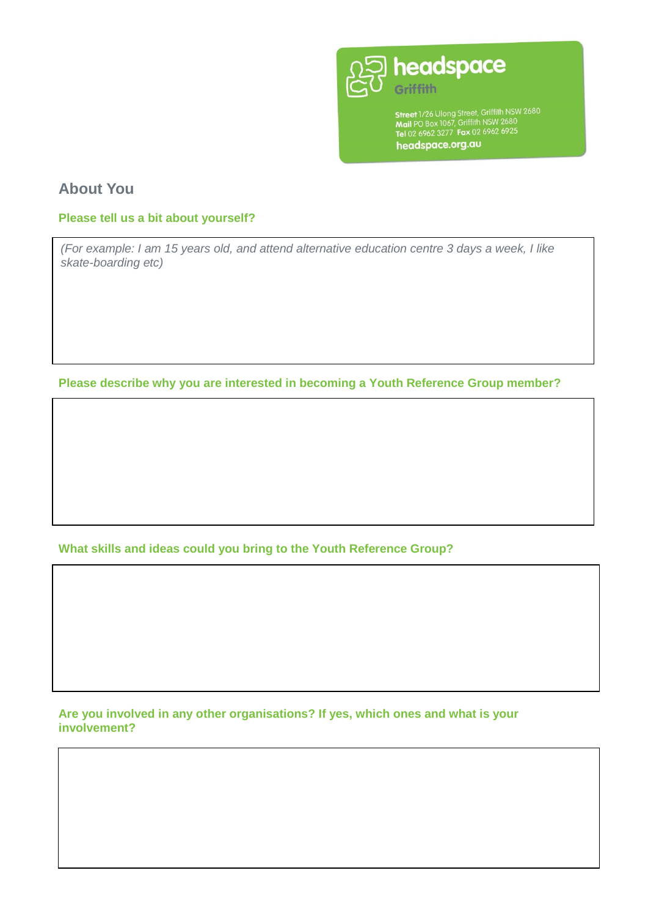headspace

Griffith

**Street** 1/26 Ulong Street, Griffith NSW 2680
**Mail** PO Box 1067, Griffith NSW 2680
**Tel** 02 6962 3277 **Fax** 02 6962 6925
**headspace.org.au**

## About You

**Please tell us a bit about yourself?**

*(For example: I am 15 years old, and attend alternative education centre 3 days a week, I like skate-boarding etc)*

**Please describe why you are interested in becoming a Youth Reference Group member?**

**What skills and ideas could you bring to the Youth Reference Group?**

**Are you involved in any other organisations? If yes, which ones and what is your involvement?**